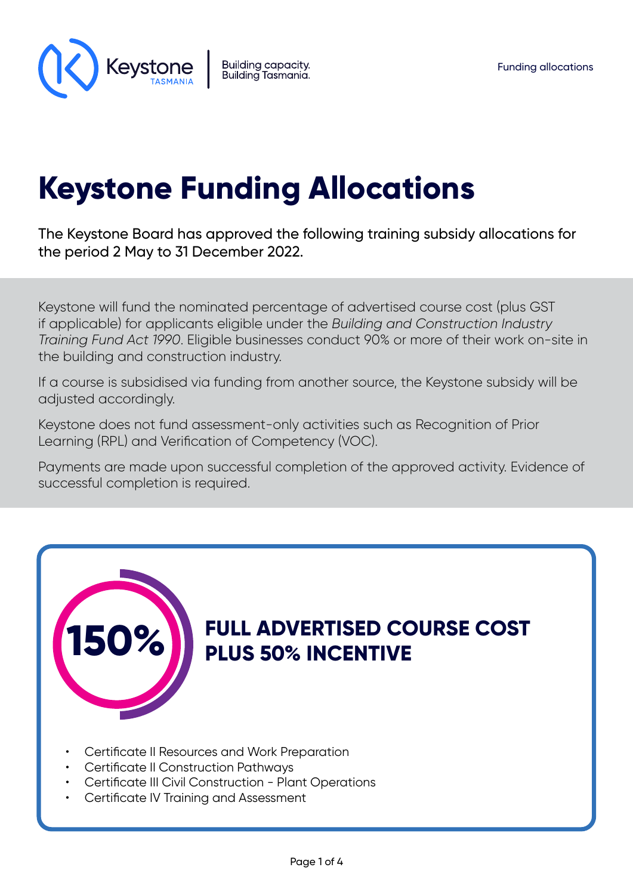# Keystone Funding Allocations

The Keystone Board has approved the following training subsidy allocations for the period 2 May to 31 December 2022.

Keystone will fund the nominated percentage of advertised course cost (plus GST if applicable) for applicants eligible under the *Building and Construction Industry Training Fund Act 1990*. Eligible businesses conduct 90% or more of their work on-site in the building and construction industry.

If a course is subsidised via funding from another source, the Keystone subsidy will be adjusted accordingly.

Keystone does not fund assessment-only activities such as Recognition of Prior Learning (RPL) and Verification of Competency (VOC).

Payments are made upon successful completion of the approved activity. Evidence of successful completion is required.

## 150% FULL ADVERTISED COURSE COST PLUS 50% INCENTIVE

- Certificate II Resources and Work Preparation
- Certificate II Construction Pathways
- Certificate III Civil Construction - Plant Operations
- Certificate IV Training and Assessment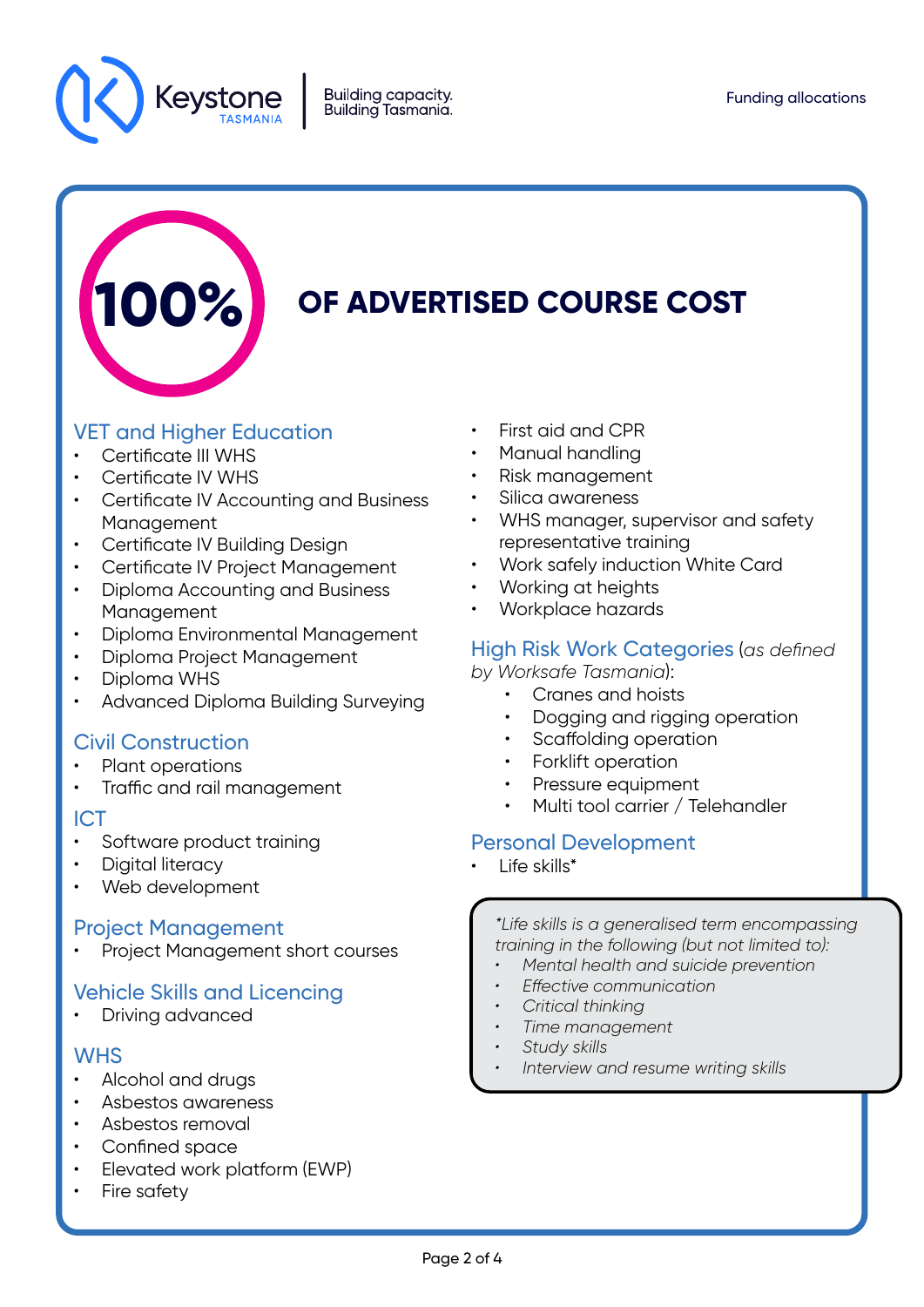# 100% OF ADVERTISED COURSE COST

## VET and Higher Education

- Certificate III WHS
- Certificate IV WHS
- Certificate IV Accounting and Business Management
- Certificate IV Building Design
- Certificate IV Project Management
- Diploma Accounting and Business Management
- Diploma Environmental Management
- Diploma Project Management
- Diploma WHS
- Advanced Diploma Building Surveying

## Civil Construction

- Plant operations
- Traffic and rail management

## ICT

- Software product training
- Digital literacy
- Web development

## Project Management

- Project Management short courses

## Vehicle Skills and Licencing

- Driving advanced

## WHS

- Alcohol and drugs
- Asbestos awareness
- Asbestos removal
- Confined space
- Elevated work platform (EWP)
- Fire safety
- First aid and CPR
- Manual handling
- Risk management
- Silica awareness
- WHS manager, supervisor and safety representative training
- Work safely induction White Card
- Working at heights
- Workplace hazards

## High Risk Work Categories (*as defined by Worksafe Tasmania*):

- Cranes and hoists
- Dogging and rigging operation
- Scaffolding operation
- Forklift operation
- Pressure equipment
- Multi tool carrier / Telehandler

## Personal Development

- Life skills*

*\*Life skills is a generalised term encompassing training in the following (but not limited to):*

- *Mental health and suicide prevention*
- *Effective communication*
- *Critical thinking*
- *Time management*
- *Study skills*
- *Interview and resume writing skills*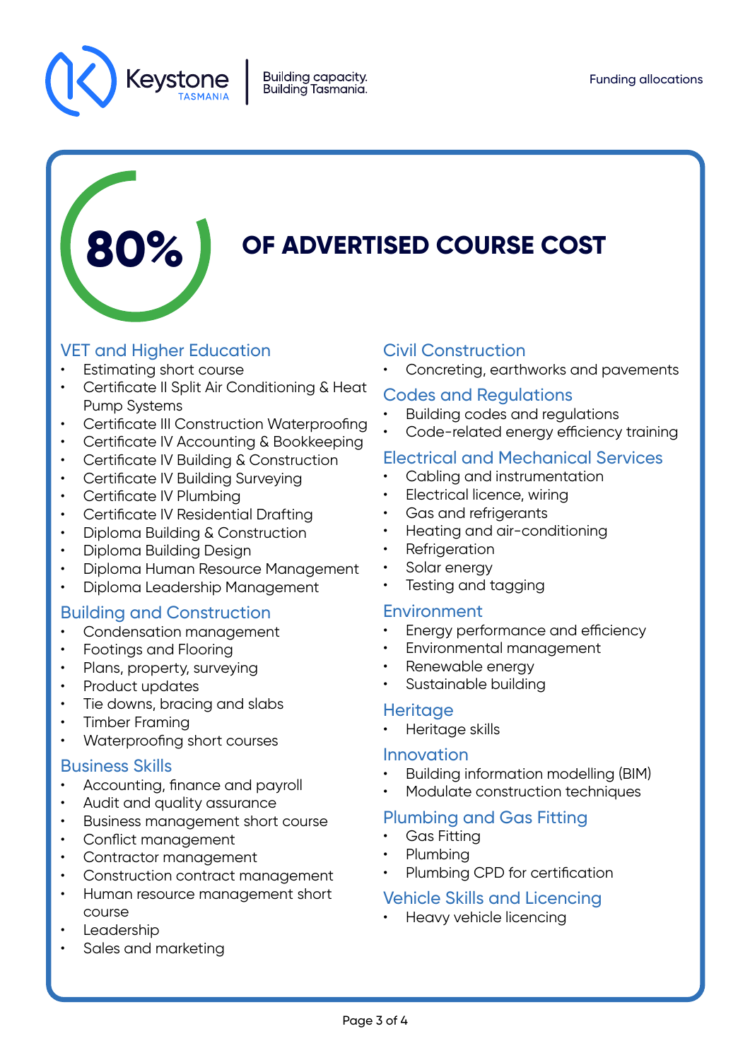# 80% OF ADVERTISED COURSE COST

## VET and Higher Education

- Estimating short course
- Certificate II Split Air Conditioning & Heat Pump Systems
- Certificate III Construction Waterproofing
- Certificate IV Accounting & Bookkeeping
- Certificate IV Building & Construction
- Certificate IV Building Surveying
- Certificate IV Plumbing
- Certificate IV Residential Drafting
- Diploma Building & Construction
- Diploma Building Design
- Diploma Human Resource Management
- Diploma Leadership Management

## Building and Construction

- Condensation management
- Footings and Flooring
- Plans, property, surveying
- Product updates
- Tie downs, bracing and slabs
- Timber Framing
- Waterproofing short courses

## Business Skills

- Accounting, finance and payroll
- Audit and quality assurance
- Business management short course
- Conflict management
- Contractor management
- Construction contract management
- Human resource management short course
- Leadership
- Sales and marketing

## Civil Construction

- Concreting, earthworks and pavements

## Codes and Regulations

- Building codes and regulations
- Code-related energy efficiency training

## Electrical and Mechanical Services

- Cabling and instrumentation
- Electrical licence, wiring
- Gas and refrigerants
- Heating and air-conditioning
- Refrigeration
- Solar energy
- Testing and tagging

## Environment

- Energy performance and efficiency
- Environmental management
- Renewable energy
- Sustainable building

## Heritage

- Heritage skills

## Innovation

- Building information modelling (BIM)
- Modulate construction techniques

## Plumbing and Gas Fitting

- Gas Fitting
- Plumbing
- Plumbing CPD for certification

## Vehicle Skills and Licencing

- Heavy vehicle licencing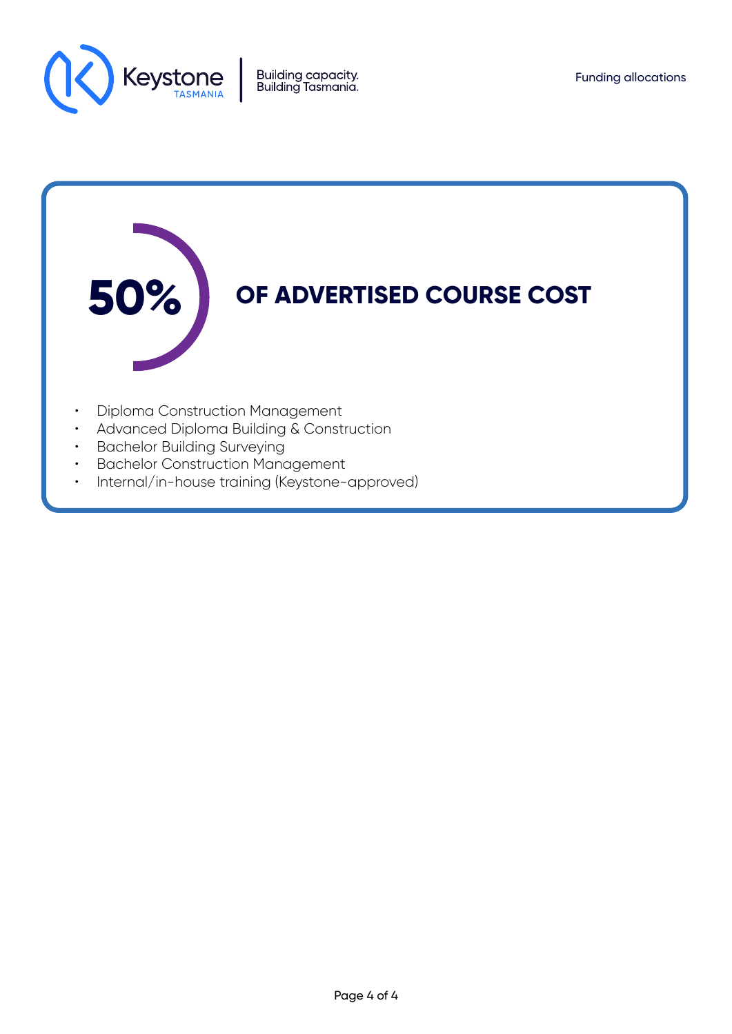## 50% OF ADVERTISED COURSE COST

- Diploma Construction Management
- Advanced Diploma Building & Construction
- Bachelor Building Surveying
- Bachelor Construction Management
- Internal/in-house training (Keystone-approved)